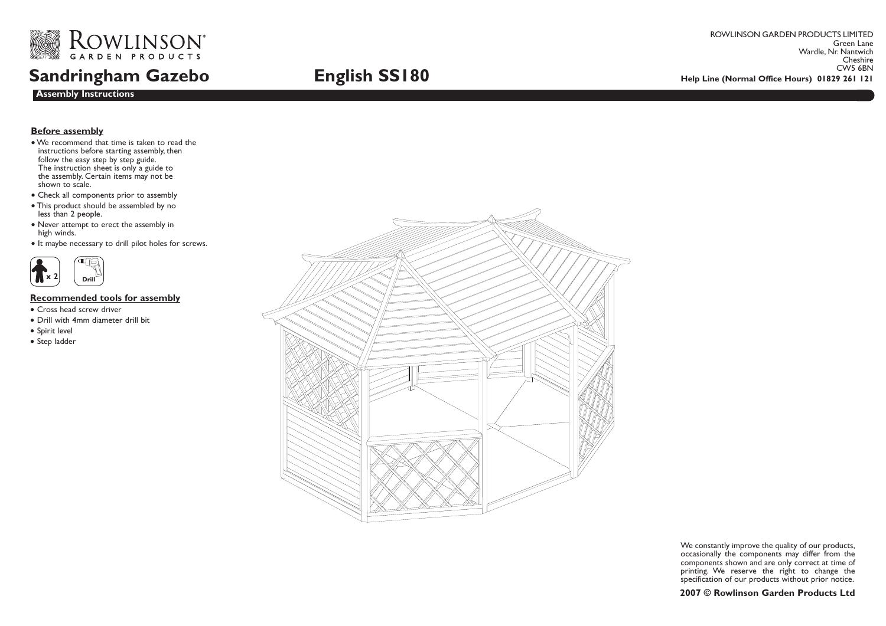ROWLINSON® GARDEN PRODUCTS

# Sandringham Gazebo

# English SS180

ROWLINSON GARDEN PRODUCTS LIMITED
Green Lane
Wardle, Nr. Nantwich
Cheshire
CW5 6BN

**Help Line (Normal Office Hours) 01829 261 121**

**Assembly Instructions**

## Before assembly

- We recommend that time is taken to read the instructions before starting assembly, then follow the easy step by step guide. The instruction sheet is only a guide to the assembly. Certain items may not be shown to scale.
- Check all components prior to assembly
- This product should be assembled by no less than 2 people.
- Never attempt to erect the assembly in high winds.
- It maybe necessary to drill pilot holes for screws.

x 2

Drill

## Recommended tools for assembly

- Cross head screw driver
- Drill with 4mm diameter drill bit
- Spirit level
- Step ladder

We constantly improve the quality of our products, occasionally the components may differ from the components shown and are only correct at time of printing. We reserve the right to change the specification of our products without prior notice.

**2007 © Rowlinson Garden Products Ltd**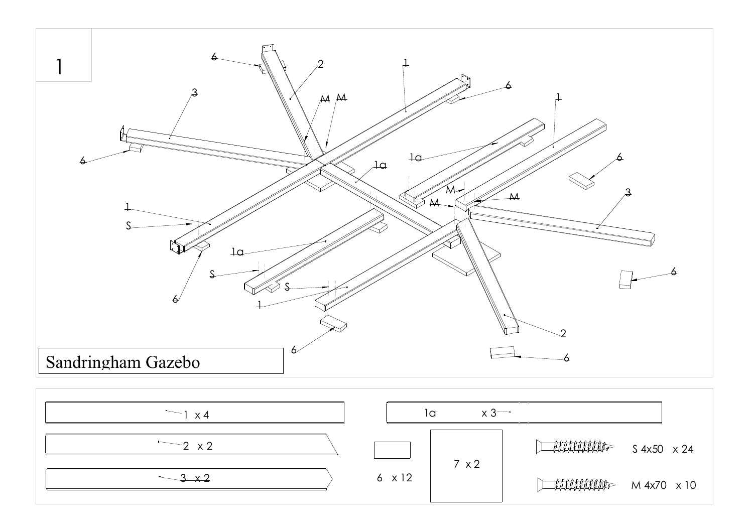1

Sandringham Gazebo

| Part | Qty |
| --- | --- |
| 1 | x 4 |
| 1a | x 3 |
| 2 | x 2 |
| 3 | x 2 |
| 6 | x 12 |
| 7 | x 2 |
| S 4x50 | x 24 |
| M 4x70 | x 10 |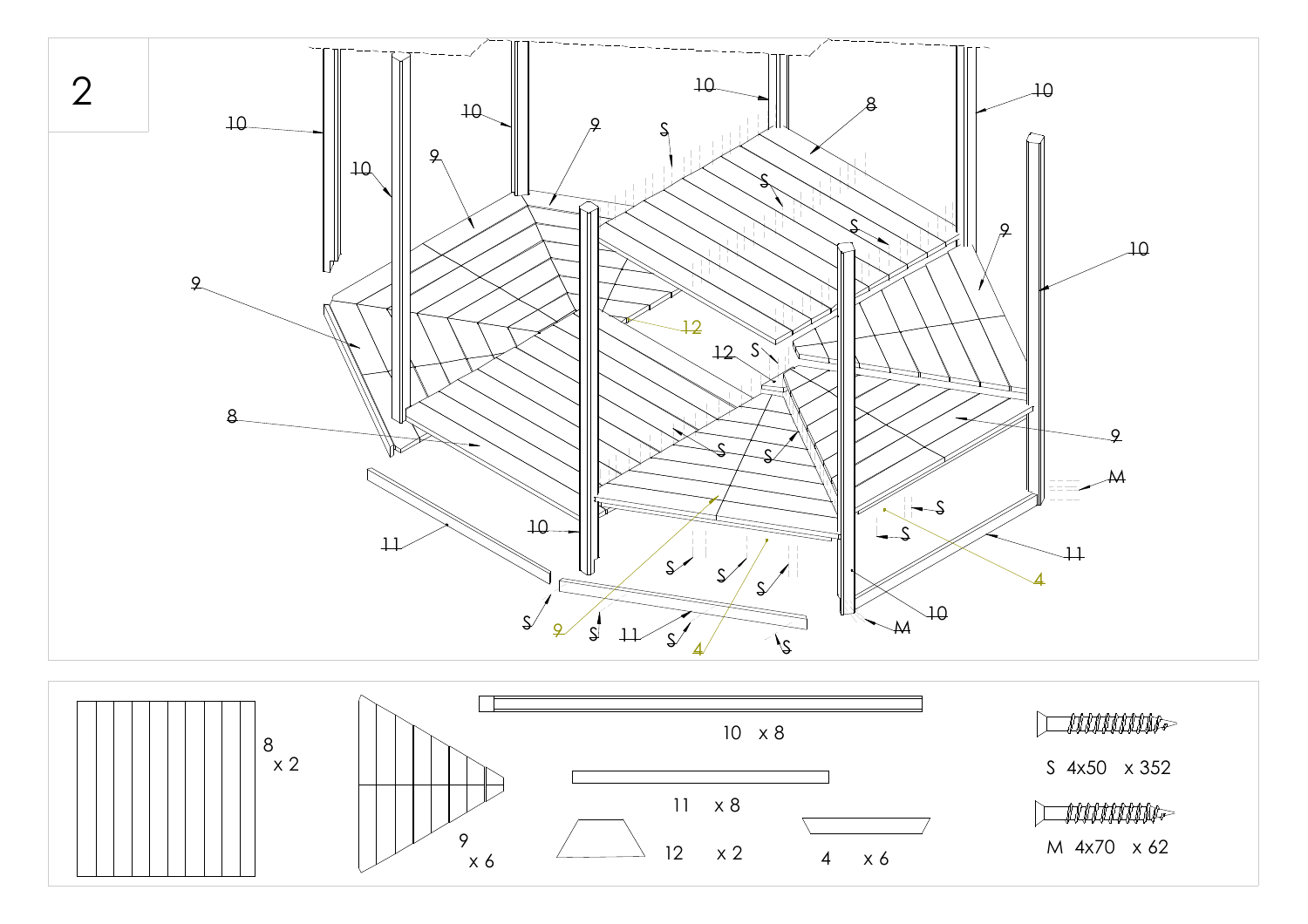2

| Part | Quantity |
| --- | --- |
| 8 | x 2 |
| 9 | x 6 |
| 10 | x 8 |
| 11 | x 8 |
| 12 | x 2 |
| 4 | x 6 |
| S 4x50 | x 352 |
| M 4x70 | x 62 |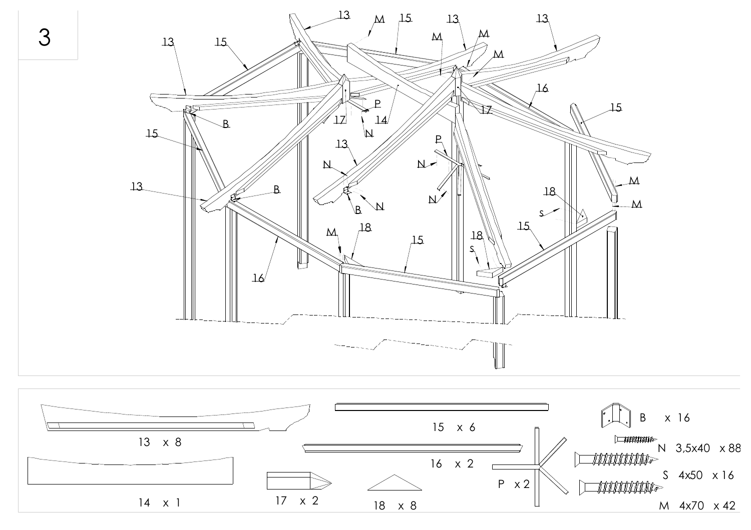3

| Part | Quantity |
| --- | --- |
| 13 | x 8 |
| 14 | x 1 |
| 15 | x 6 |
| 16 | x 2 |
| 17 | x 2 |
| 18 | x 8 |
| P | x 2 |
| B | x 16 |
| N 3,5x40 | x 88 |
| S 4x50 | x 16 |
| M 4x70 | x 42 |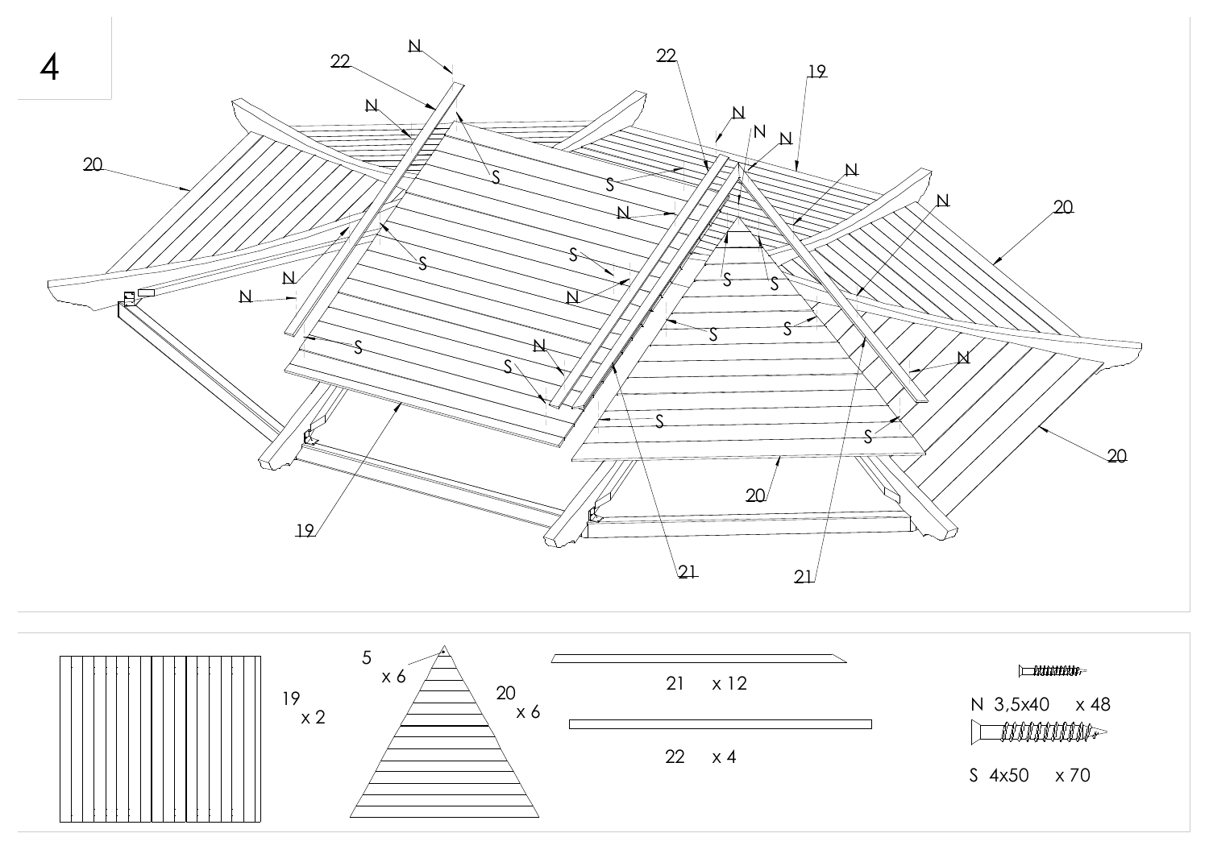4

19 x 2

5 x 6

20 x 6

21 x 12

22 x 4

N 3,5x40 x 48

S 4x50 x 70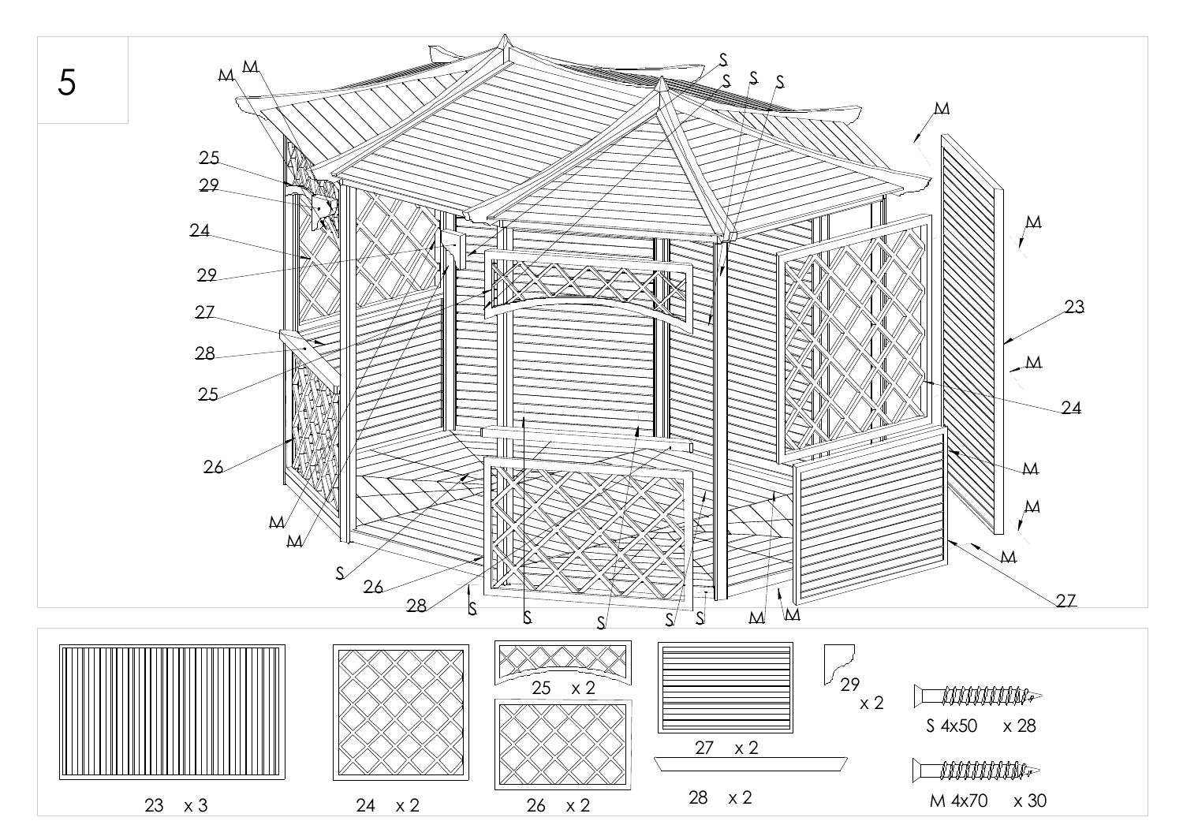5

23 x 3

24 x 2

25 x 2

26 x 2

27 x 2

28 x 2

29 x 2

S 4x50 x 28

M 4x70 x 30